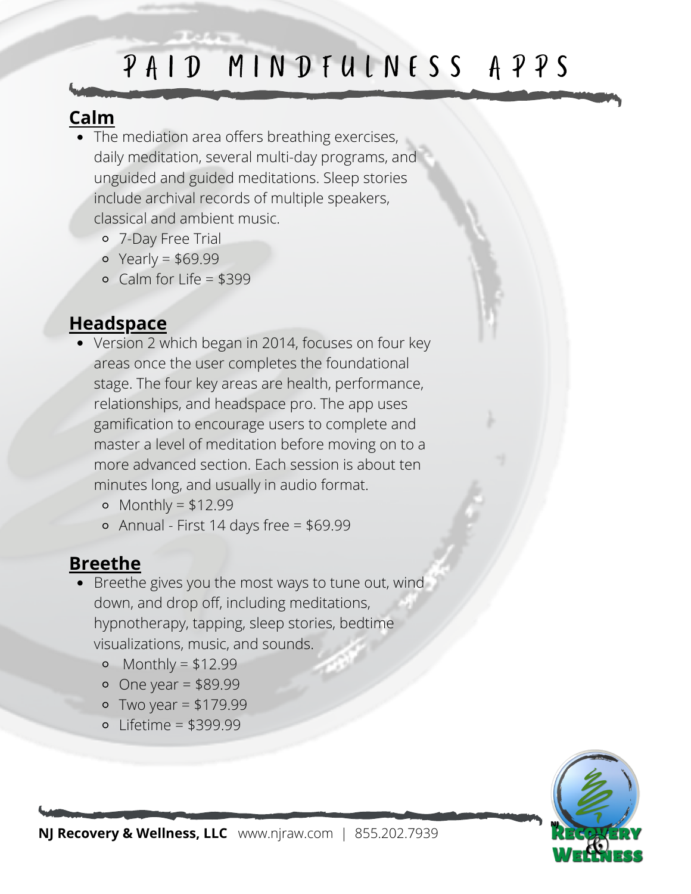# PAID MINDFULNESS APPS

## Calm

- The mediation area offers breathing exercises, daily meditation, several multi-day programs, and unguided and guided meditations. Sleep stories include archival records of multiple speakers, classical and ambient music.
  - 7-Day Free Trial
  - Yearly = $69.99
  - Calm for Life = $399

## Headspace

- Version 2 which began in 2014, focuses on four key areas once the user completes the foundational stage. The four key areas are health, performance, relationships, and headspace pro. The app uses gamification to encourage users to complete and master a level of meditation before moving on to a more advanced section. Each session is about ten minutes long, and usually in audio format.
  - Monthly = $12.99
  - Annual - First 14 days free = $69.99

## Breethe

- Breethe gives you the most ways to tune out, wind down, and drop off, including meditations, hypnotherapy, tapping, sleep stories, bedtime visualizations, music, and sounds.
  - Monthly = $12.99
  - One year = $89.99
  - Two year = $179.99
  - Lifetime = $399.99

**NJ Recovery & Wellness, LLC** www.njraw.com | 855.202.7939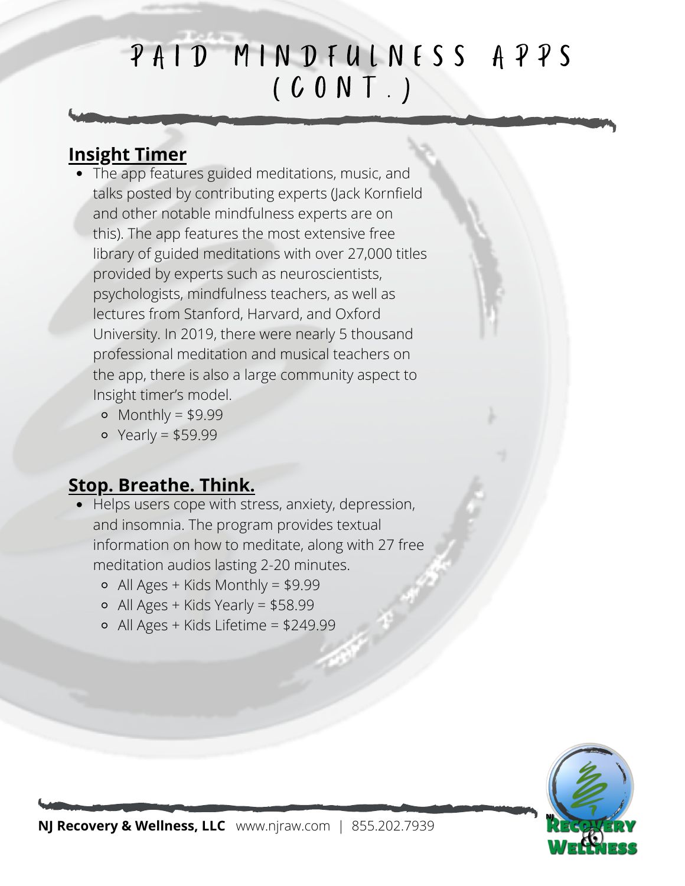# PAID MINDFULNESS APPS (CONT.)

## Insight Timer

- The app features guided meditations, music, and talks posted by contributing experts (Jack Kornfield and other notable mindfulness experts are on this). The app features the most extensive free library of guided meditations with over 27,000 titles provided by experts such as neuroscientists, psychologists, mindfulness teachers, as well as lectures from Stanford, Harvard, and Oxford University. In 2019, there were nearly 5 thousand professional meditation and musical teachers on the app, there is also a large community aspect to Insight timer's model.
  - Monthly = $9.99
  - Yearly = $59.99

## Stop. Breathe. Think.

- Helps users cope with stress, anxiety, depression, and insomnia. The program provides textual information on how to meditate, along with 27 free meditation audios lasting 2-20 minutes.
  - All Ages + Kids Monthly = $9.99
  - All Ages + Kids Yearly = $58.99
  - All Ages + Kids Lifetime = $249.99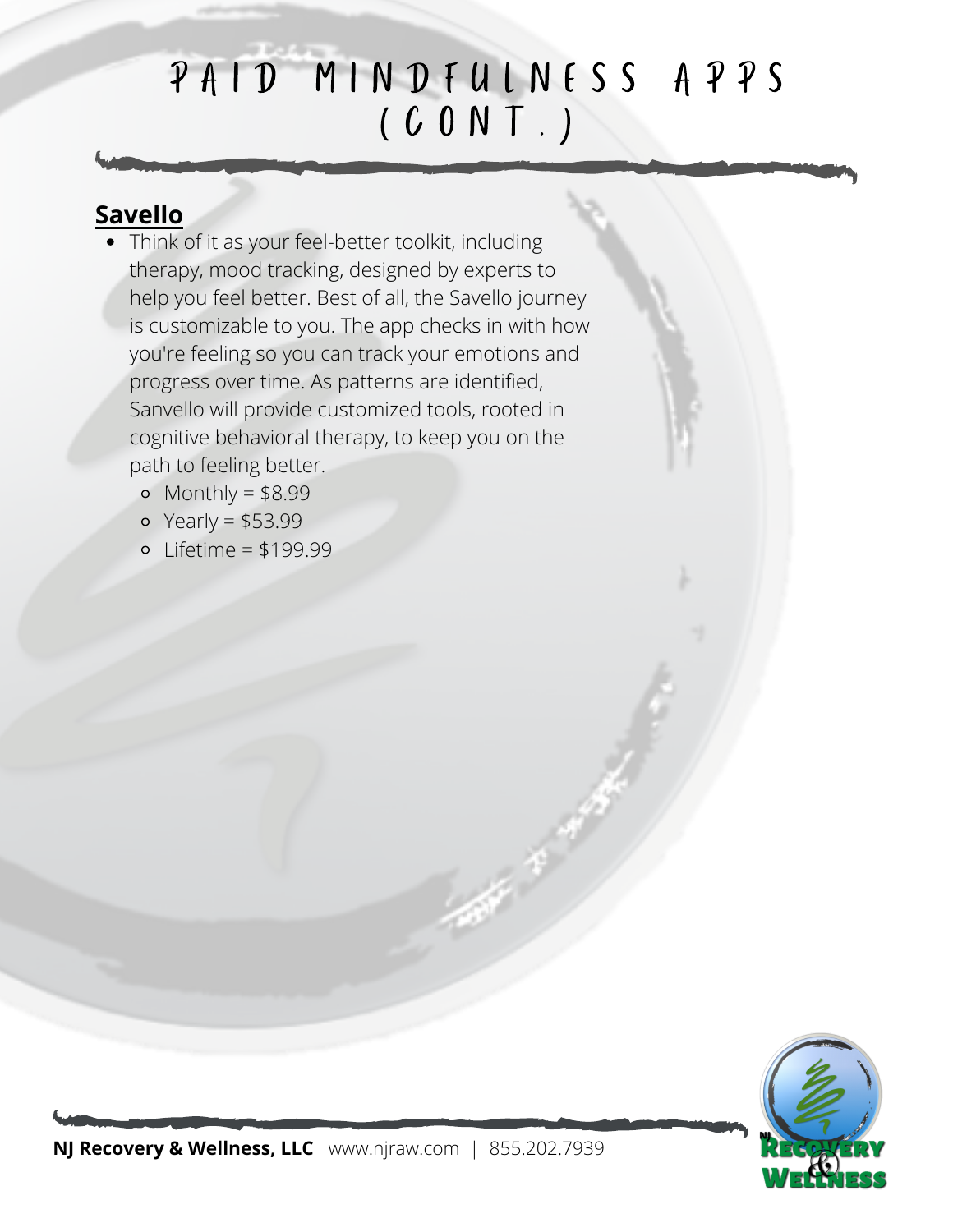# PAID MINDFULNESS APPS (CONT.)

**Savello**

- Think of it as your feel-better toolkit, including therapy, mood tracking, designed by experts to help you feel better. Best of all, the Savello journey is customizable to you. The app checks in with how you're feeling so you can track your emotions and progress over time. As patterns are identified, Sanvello will provide customized tools, rooted in cognitive behavioral therapy, to keep you on the path to feeling better.
  - Monthly = $8.99
  - Yearly = $53.99
  - Lifetime = $199.99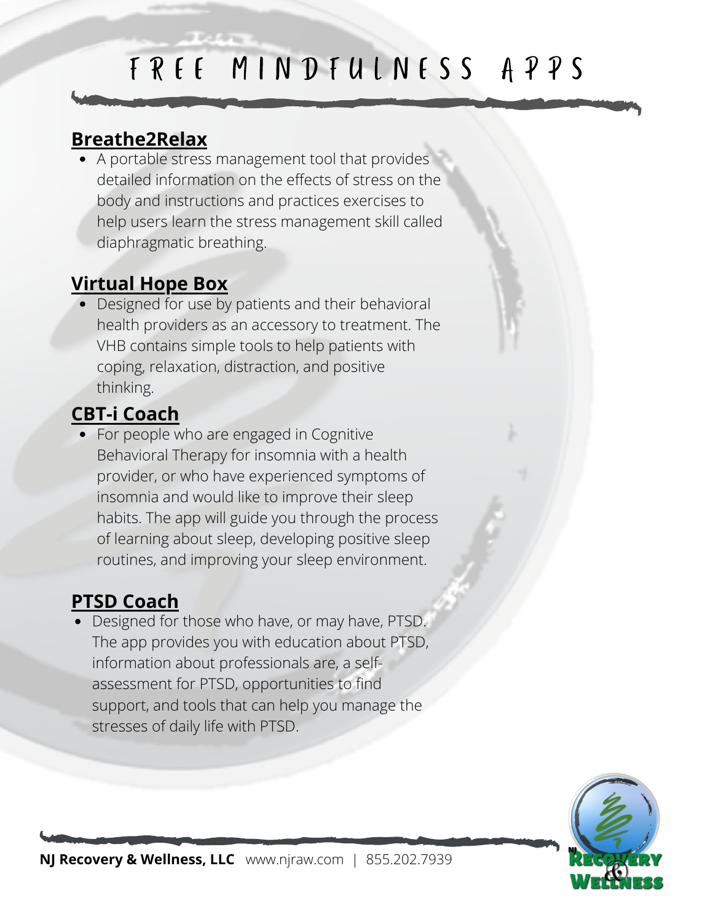# FREE MINDFULNESS APPS

## Breathe2Relax

- A portable stress management tool that provides detailed information on the effects of stress on the body and instructions and practices exercises to help users learn the stress management skill called diaphragmatic breathing.

## Virtual Hope Box

- Designed for use by patients and their behavioral health providers as an accessory to treatment. The VHB contains simple tools to help patients with coping, relaxation, distraction, and positive thinking.

## CBT-i Coach

- For people who are engaged in Cognitive Behavioral Therapy for insomnia with a health provider, or who have experienced symptoms of insomnia and would like to improve their sleep habits. The app will guide you through the process of learning about sleep, developing positive sleep routines, and improving your sleep environment.

## PTSD Coach

- Designed for those who have, or may have, PTSD. The app provides you with education about PTSD, information about professionals are, a self-assessment for PTSD, opportunities to find support, and tools that can help you manage the stresses of daily life with PTSD.

**NJ Recovery & Wellness, LLC** www.njraw.com | 855.202.7939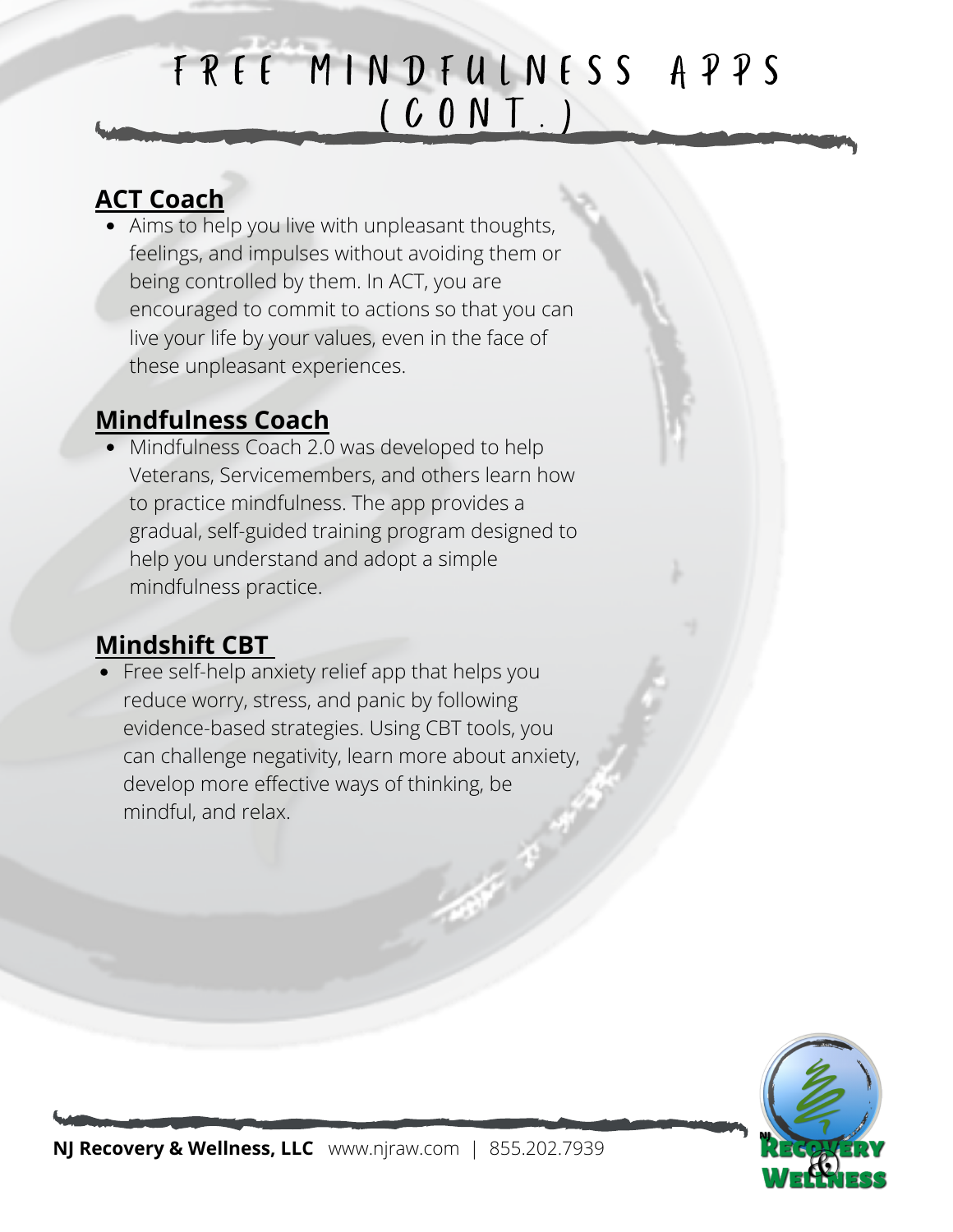# FREE MINDFULNESS APPS (CONT.)

## ACT Coach

- Aims to help you live with unpleasant thoughts, feelings, and impulses without avoiding them or being controlled by them. In ACT, you are encouraged to commit to actions so that you can live your life by your values, even in the face of these unpleasant experiences.

## Mindfulness Coach

- Mindfulness Coach 2.0 was developed to help Veterans, Servicemembers, and others learn how to practice mindfulness. The app provides a gradual, self-guided training program designed to help you understand and adopt a simple mindfulness practice.

## Mindshift CBT

- Free self-help anxiety relief app that helps you reduce worry, stress, and panic by following evidence-based strategies. Using CBT tools, you can challenge negativity, learn more about anxiety, develop more effective ways of thinking, be mindful, and relax.

**NJ Recovery & Wellness, LLC** www.njraw.com | 855.202.7939